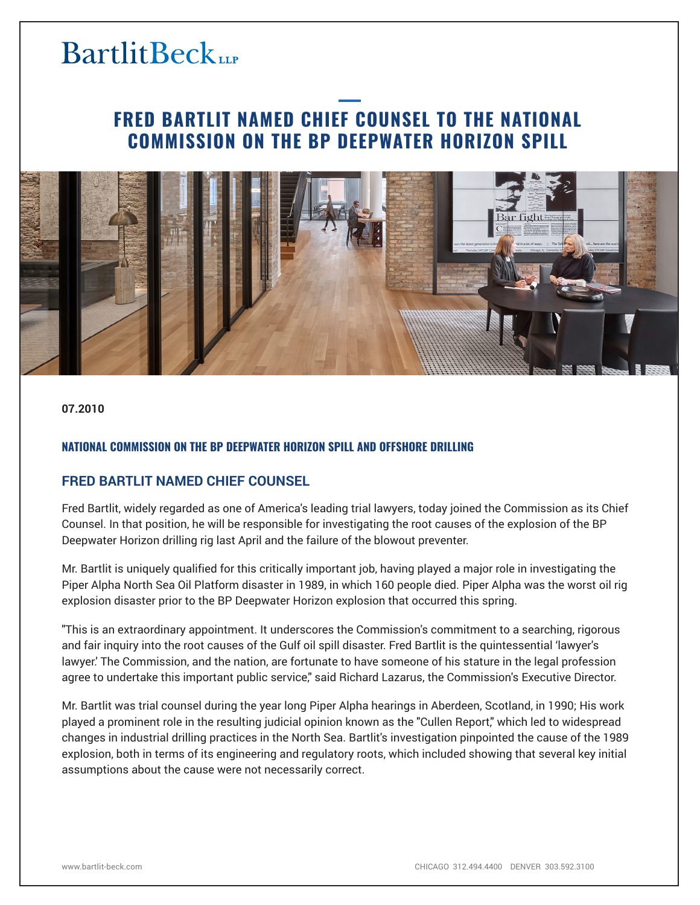BartlitBeck LLP

# FRED BARTLIT NAMED CHIEF COUNSEL TO THE NATIONAL COMMISSION ON THE BP DEEPWATER HORIZON SPILL

**07.2010**

### NATIONAL COMMISSION ON THE BP DEEPWATER HORIZON SPILL AND OFFSHORE DRILLING

## FRED BARTLIT NAMED CHIEF COUNSEL

Fred Bartlit, widely regarded as one of America's leading trial lawyers, today joined the Commission as its Chief Counsel. In that position, he will be responsible for investigating the root causes of the explosion of the BP Deepwater Horizon drilling rig last April and the failure of the blowout preventer.

Mr. Bartlit is uniquely qualified for this critically important job, having played a major role in investigating the Piper Alpha North Sea Oil Platform disaster in 1989, in which 160 people died. Piper Alpha was the worst oil rig explosion disaster prior to the BP Deepwater Horizon explosion that occurred this spring.

"This is an extraordinary appointment. It underscores the Commission's commitment to a searching, rigorous and fair inquiry into the root causes of the Gulf oil spill disaster. Fred Bartlit is the quintessential 'lawyer's lawyer.' The Commission, and the nation, are fortunate to have someone of his stature in the legal profession agree to undertake this important public service," said Richard Lazarus, the Commission's Executive Director.

Mr. Bartlit was trial counsel during the year long Piper Alpha hearings in Aberdeen, Scotland, in 1990; His work played a prominent role in the resulting judicial opinion known as the "Cullen Report," which led to widespread changes in industrial drilling practices in the North Sea. Bartlit's investigation pinpointed the cause of the 1989 explosion, both in terms of its engineering and regulatory roots, which included showing that several key initial assumptions about the cause were not necessarily correct.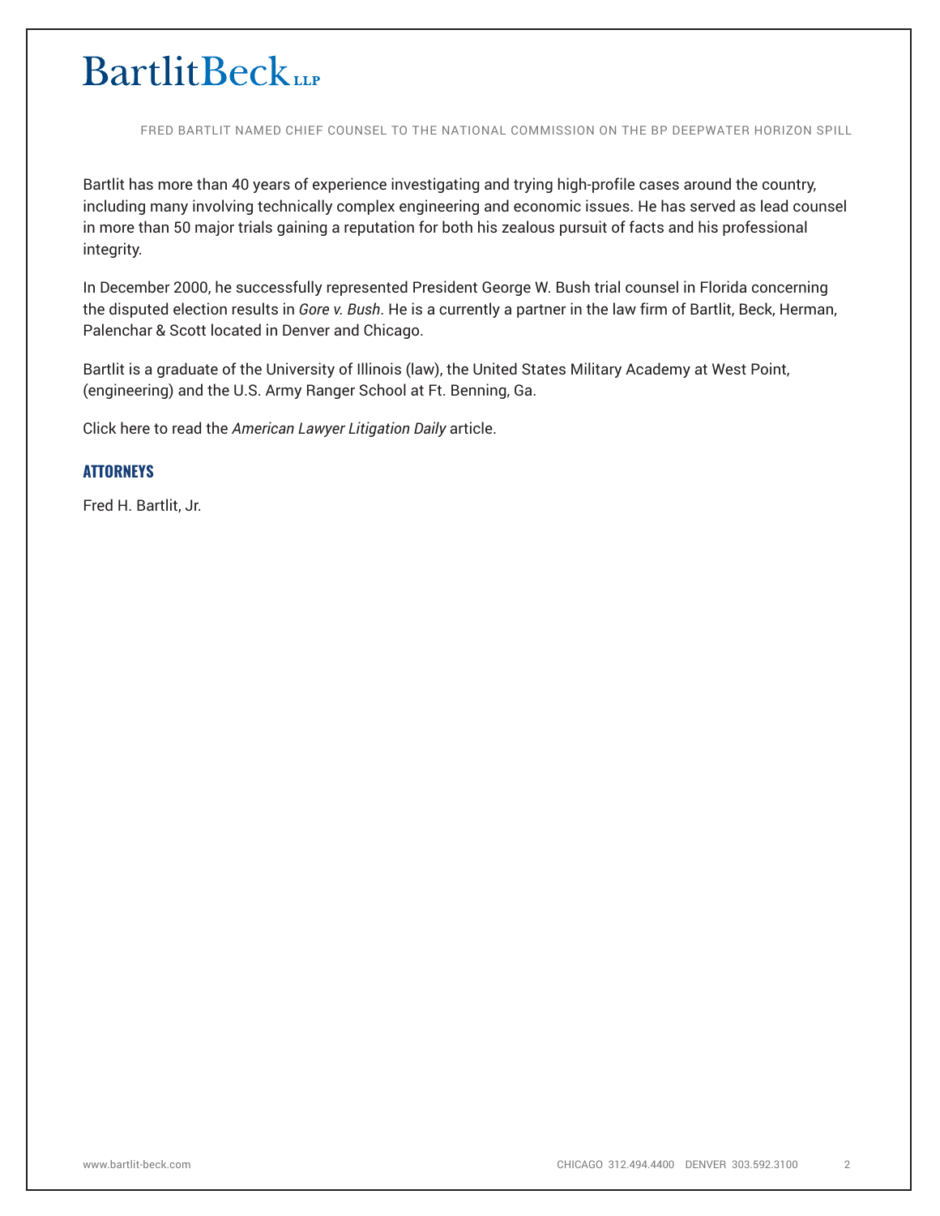Bartlit has more than 40 years of experience investigating and trying high-profile cases around the country, including many involving technically complex engineering and economic issues. He has served as lead counsel in more than 50 major trials gaining a reputation for both his zealous pursuit of facts and his professional integrity.

In December 2000, he successfully represented President George W. Bush trial counsel in Florida concerning the disputed election results in *Gore v. Bush*. He is a currently a partner in the law firm of Bartlit, Beck, Herman, Palenchar & Scott located in Denver and Chicago.

Bartlit is a graduate of the University of Illinois (law), the United States Military Academy at West Point, (engineering) and the U.S. Army Ranger School at Ft. Benning, Ga.

Click here to read the *American Lawyer Litigation Daily* article.

### ATTORNEYS

Fred H. Bartlit, Jr.